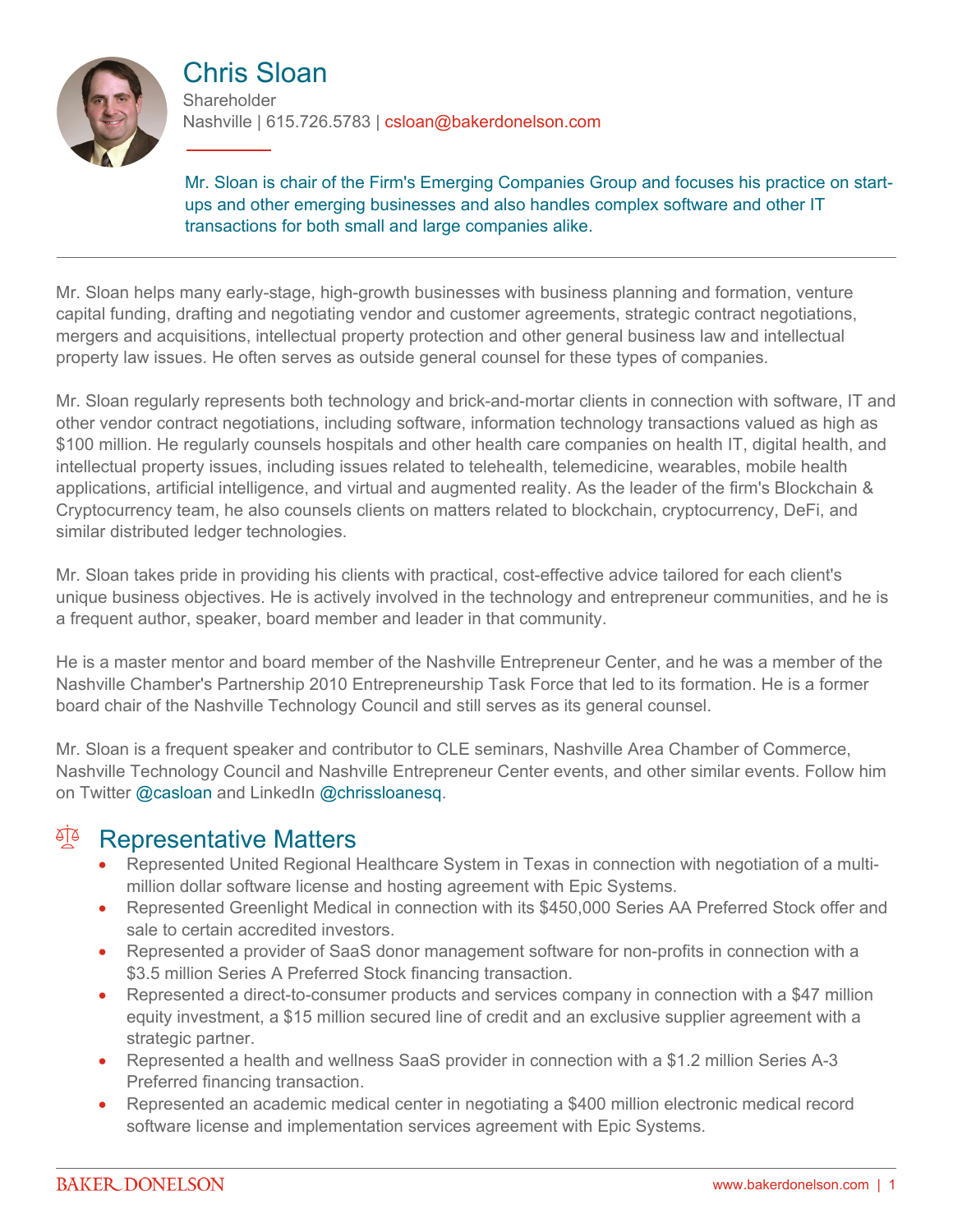# Chris Sloan

Shareholder

Nashville | 615.726.5783 | csloan@bakerdonelson.com

Mr. Sloan is chair of the Firm's Emerging Companies Group and focuses his practice on start-ups and other emerging businesses and also handles complex software and other IT transactions for both small and large companies alike.

---

Mr. Sloan helps many early-stage, high-growth businesses with business planning and formation, venture capital funding, drafting and negotiating vendor and customer agreements, strategic contract negotiations, mergers and acquisitions, intellectual property protection and other general business law and intellectual property law issues. He often serves as outside general counsel for these types of companies.

Mr. Sloan regularly represents both technology and brick-and-mortar clients in connection with software, IT and other vendor contract negotiations, including software, information technology transactions valued as high as $100 million. He regularly counsels hospitals and other health care companies on health IT, digital health, and intellectual property issues, including issues related to telehealth, telemedicine, wearables, mobile health applications, artificial intelligence, and virtual and augmented reality. As the leader of the firm's Blockchain & Cryptocurrency team, he also counsels clients on matters related to blockchain, cryptocurrency, DeFi, and similar distributed ledger technologies.

Mr. Sloan takes pride in providing his clients with practical, cost-effective advice tailored for each client's unique business objectives. He is actively involved in the technology and entrepreneur communities, and he is a frequent author, speaker, board member and leader in that community.

He is a master mentor and board member of the Nashville Entrepreneur Center, and he was a member of the Nashville Chamber's Partnership 2010 Entrepreneurship Task Force that led to its formation. He is a former board chair of the Nashville Technology Council and still serves as its general counsel.

Mr. Sloan is a frequent speaker and contributor to CLE seminars, Nashville Area Chamber of Commerce, Nashville Technology Council and Nashville Entrepreneur Center events, and other similar events. Follow him on Twitter @casloan and LinkedIn @chrissloanesq.

## Representative Matters

- Represented United Regional Healthcare System in Texas in connection with negotiation of a multi-million dollar software license and hosting agreement with Epic Systems.
- Represented Greenlight Medical in connection with its $450,000 Series AA Preferred Stock offer and sale to certain accredited investors.
- Represented a provider of SaaS donor management software for non-profits in connection with a $3.5 million Series A Preferred Stock financing transaction.
- Represented a direct-to-consumer products and services company in connection with a $47 million equity investment, a $15 million secured line of credit and an exclusive supplier agreement with a strategic partner.
- Represented a health and wellness SaaS provider in connection with a $1.2 million Series A-3 Preferred financing transaction.
- Represented an academic medical center in negotiating a $400 million electronic medical record software license and implementation services agreement with Epic Systems.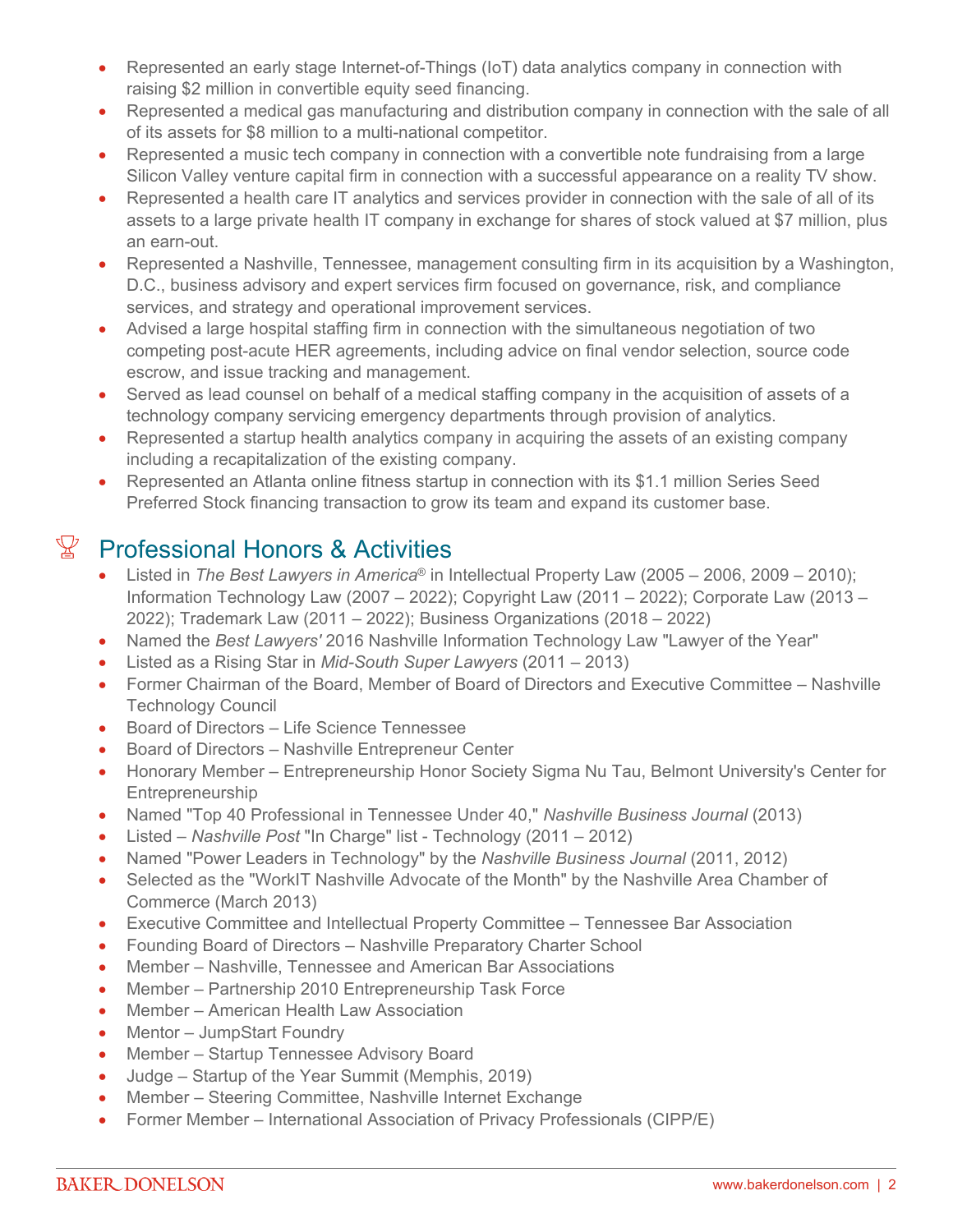- Represented an early stage Internet-of-Things (IoT) data analytics company in connection with raising $2 million in convertible equity seed financing.
- Represented a medical gas manufacturing and distribution company in connection with the sale of all of its assets for $8 million to a multi-national competitor.
- Represented a music tech company in connection with a convertible note fundraising from a large Silicon Valley venture capital firm in connection with a successful appearance on a reality TV show.
- Represented a health care IT analytics and services provider in connection with the sale of all of its assets to a large private health IT company in exchange for shares of stock valued at $7 million, plus an earn-out.
- Represented a Nashville, Tennessee, management consulting firm in its acquisition by a Washington, D.C., business advisory and expert services firm focused on governance, risk, and compliance services, and strategy and operational improvement services.
- Advised a large hospital staffing firm in connection with the simultaneous negotiation of two competing post-acute HER agreements, including advice on final vendor selection, source code escrow, and issue tracking and management.
- Served as lead counsel on behalf of a medical staffing company in the acquisition of assets of a technology company servicing emergency departments through provision of analytics.
- Represented a startup health analytics company in acquiring the assets of an existing company including a recapitalization of the existing company.
- Represented an Atlanta online fitness startup in connection with its $1.1 million Series Seed Preferred Stock financing transaction to grow its team and expand its customer base.

## Professional Honors & Activities

- Listed in *The Best Lawyers in America*® in Intellectual Property Law (2005 – 2006, 2009 – 2010); Information Technology Law (2007 – 2022); Copyright Law (2011 – 2022); Corporate Law (2013 – 2022); Trademark Law (2011 – 2022); Business Organizations (2018 – 2022)
- Named the *Best Lawyers'* 2016 Nashville Information Technology Law "Lawyer of the Year"
- Listed as a Rising Star in *Mid-South Super Lawyers* (2011 – 2013)
- Former Chairman of the Board, Member of Board of Directors and Executive Committee – Nashville Technology Council
- Board of Directors – Life Science Tennessee
- Board of Directors – Nashville Entrepreneur Center
- Honorary Member – Entrepreneurship Honor Society Sigma Nu Tau, Belmont University's Center for Entrepreneurship
- Named "Top 40 Professional in Tennessee Under 40," *Nashville Business Journal* (2013)
- Listed – *Nashville Post* "In Charge" list - Technology (2011 – 2012)
- Named "Power Leaders in Technology" by the *Nashville Business Journal* (2011, 2012)
- Selected as the "WorkIT Nashville Advocate of the Month" by the Nashville Area Chamber of Commerce (March 2013)
- Executive Committee and Intellectual Property Committee – Tennessee Bar Association
- Founding Board of Directors – Nashville Preparatory Charter School
- Member – Nashville, Tennessee and American Bar Associations
- Member – Partnership 2010 Entrepreneurship Task Force
- Member – American Health Law Association
- Mentor – JumpStart Foundry
- Member – Startup Tennessee Advisory Board
- Judge – Startup of the Year Summit (Memphis, 2019)
- Member – Steering Committee, Nashville Internet Exchange
- Former Member – International Association of Privacy Professionals (CIPP/E)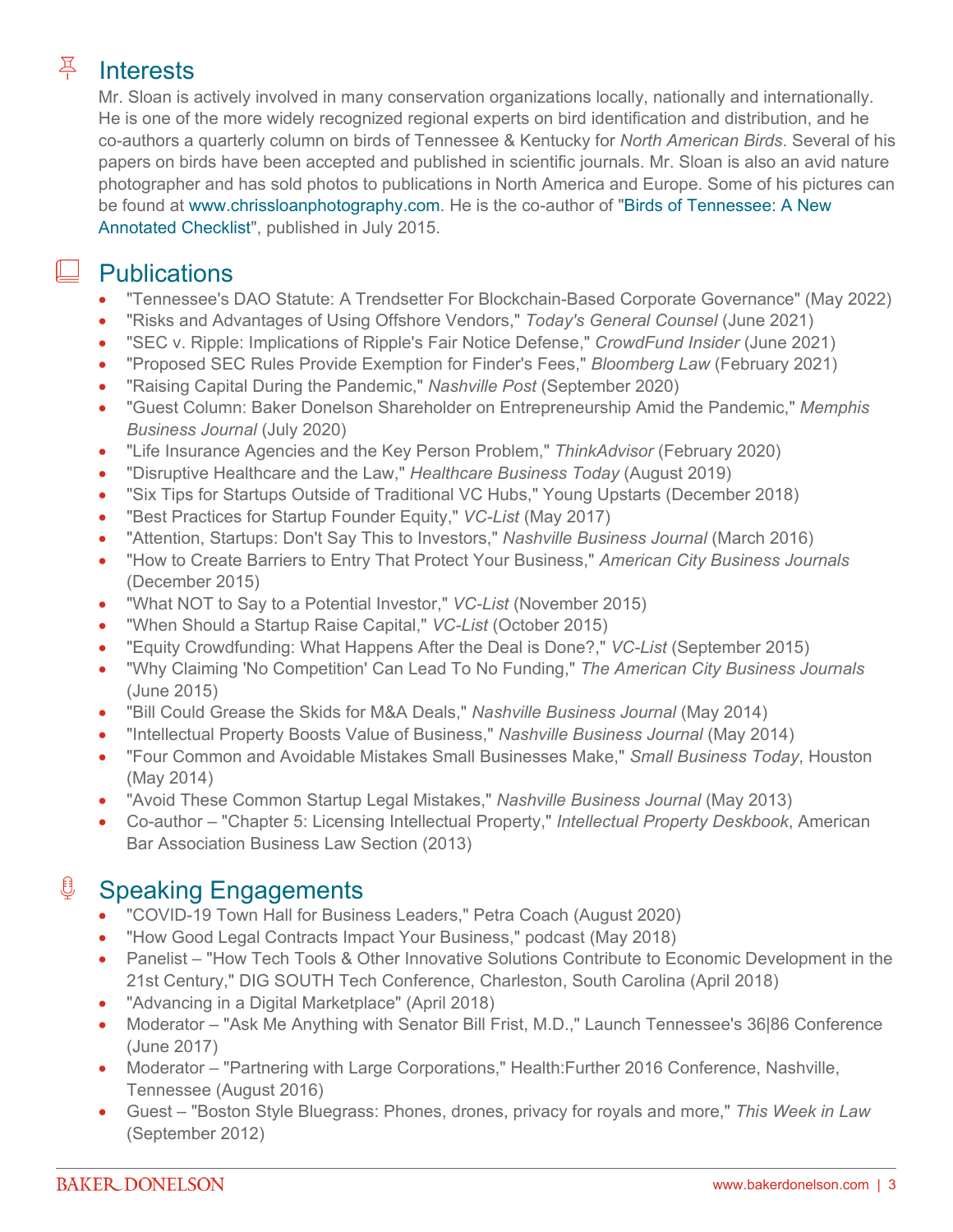## Interests

Mr. Sloan is actively involved in many conservation organizations locally, nationally and internationally. He is one of the more widely recognized regional experts on bird identification and distribution, and he co-authors a quarterly column on birds of Tennessee & Kentucky for *North American Birds*. Several of his papers on birds have been accepted and published in scientific journals. Mr. Sloan is also an avid nature photographer and has sold photos to publications in North America and Europe. Some of his pictures can be found at www.chrissloanphotography.com. He is the co-author of "Birds of Tennessee: A New Annotated Checklist", published in July 2015.

## Publications

- "Tennessee's DAO Statute: A Trendsetter For Blockchain-Based Corporate Governance" (May 2022)
- "Risks and Advantages of Using Offshore Vendors," *Today's General Counsel* (June 2021)
- "SEC v. Ripple: Implications of Ripple's Fair Notice Defense," *CrowdFund Insider* (June 2021)
- "Proposed SEC Rules Provide Exemption for Finder's Fees," *Bloomberg Law* (February 2021)
- "Raising Capital During the Pandemic," *Nashville Post* (September 2020)
- "Guest Column: Baker Donelson Shareholder on Entrepreneurship Amid the Pandemic," *Memphis Business Journal* (July 2020)
- "Life Insurance Agencies and the Key Person Problem," *ThinkAdvisor* (February 2020)
- "Disruptive Healthcare and the Law," *Healthcare Business Today* (August 2019)
- "Six Tips for Startups Outside of Traditional VC Hubs," Young Upstarts (December 2018)
- "Best Practices for Startup Founder Equity," *VC-List* (May 2017)
- "Attention, Startups: Don't Say This to Investors," *Nashville Business Journal* (March 2016)
- "How to Create Barriers to Entry That Protect Your Business," *American City Business Journals* (December 2015)
- "What NOT to Say to a Potential Investor," *VC-List* (November 2015)
- "When Should a Startup Raise Capital," *VC-List* (October 2015)
- "Equity Crowdfunding: What Happens After the Deal is Done?," *VC-List* (September 2015)
- "Why Claiming 'No Competition' Can Lead To No Funding," *The American City Business Journals* (June 2015)
- "Bill Could Grease the Skids for M&A Deals," *Nashville Business Journal* (May 2014)
- "Intellectual Property Boosts Value of Business," *Nashville Business Journal* (May 2014)
- "Four Common and Avoidable Mistakes Small Businesses Make," *Small Business Today*, Houston (May 2014)
- "Avoid These Common Startup Legal Mistakes," *Nashville Business Journal* (May 2013)
- Co-author – "Chapter 5: Licensing Intellectual Property," *Intellectual Property Deskbook*, American Bar Association Business Law Section (2013)

## Speaking Engagements

- "COVID-19 Town Hall for Business Leaders," Petra Coach (August 2020)
- "How Good Legal Contracts Impact Your Business," podcast (May 2018)
- Panelist – "How Tech Tools & Other Innovative Solutions Contribute to Economic Development in the 21st Century," DIG SOUTH Tech Conference, Charleston, South Carolina (April 2018)
- "Advancing in a Digital Marketplace" (April 2018)
- Moderator – "Ask Me Anything with Senator Bill Frist, M.D.," Launch Tennessee's 36|86 Conference (June 2017)
- Moderator – "Partnering with Large Corporations," Health:Further 2016 Conference, Nashville, Tennessee (August 2016)
- Guest – "Boston Style Bluegrass: Phones, drones, privacy for royals and more," *This Week in Law* (September 2012)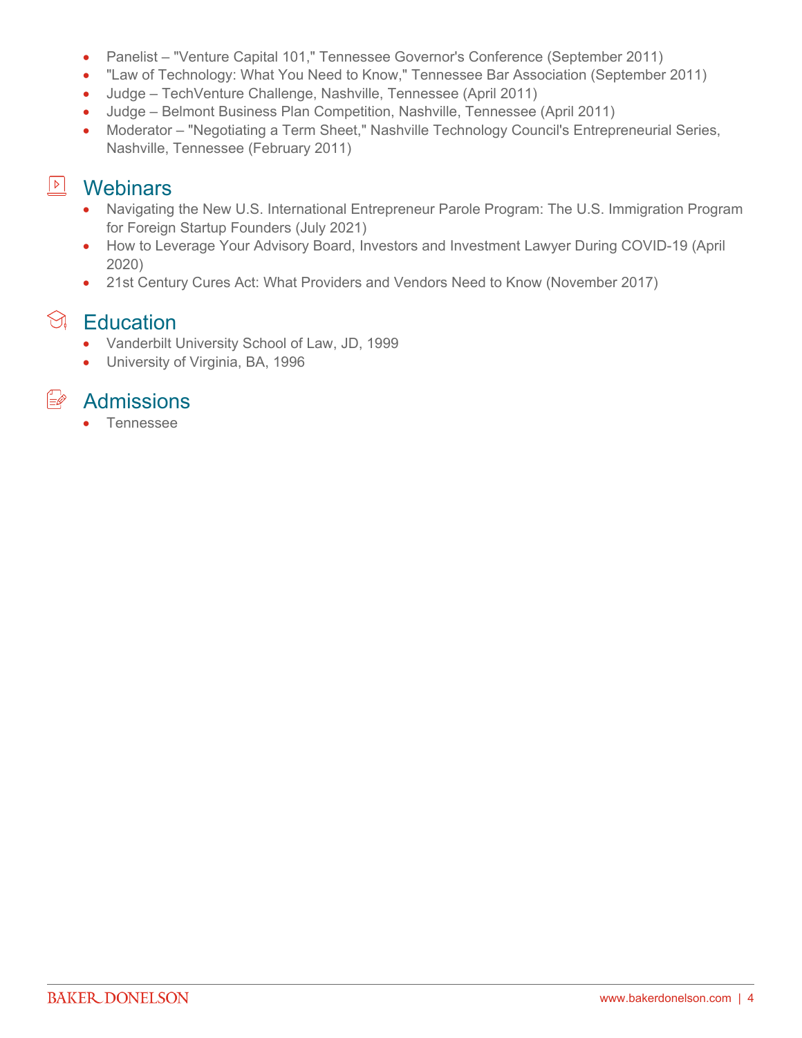- Panelist – "Venture Capital 101," Tennessee Governor's Conference (September 2011)
- "Law of Technology: What You Need to Know," Tennessee Bar Association (September 2011)
- Judge – TechVenture Challenge, Nashville, Tennessee (April 2011)
- Judge – Belmont Business Plan Competition, Nashville, Tennessee (April 2011)
- Moderator – "Negotiating a Term Sheet," Nashville Technology Council's Entrepreneurial Series, Nashville, Tennessee (February 2011)

## Webinars

- Navigating the New U.S. International Entrepreneur Parole Program: The U.S. Immigration Program for Foreign Startup Founders (July 2021)
- How to Leverage Your Advisory Board, Investors and Investment Lawyer During COVID-19 (April 2020)
- 21st Century Cures Act: What Providers and Vendors Need to Know (November 2017)

## Education

- Vanderbilt University School of Law, JD, 1999
- University of Virginia, BA, 1996

## Admissions

- Tennessee